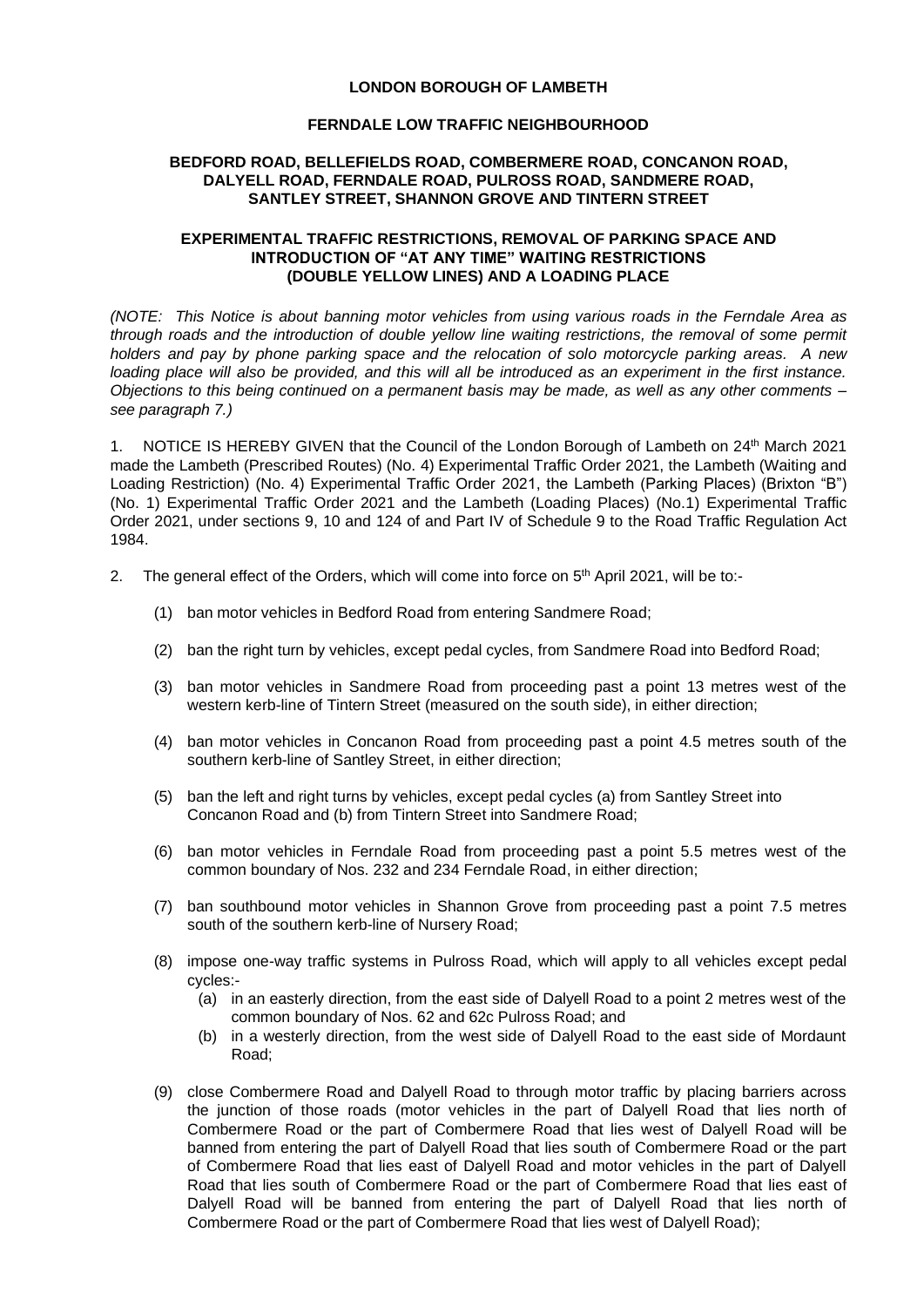**LONDON BOROUGH OF LAMBETH**

**FERNDALE LOW TRAFFIC NEIGHBOURHOOD**

**BEDFORD ROAD, BELLEFIELDS ROAD, COMBERMERE ROAD, CONCANON ROAD, DALYELL ROAD, FERNDALE ROAD, PULROSS ROAD, SANDMERE ROAD, SANTLEY STREET, SHANNON GROVE AND TINTERN STREET**

**EXPERIMENTAL TRAFFIC RESTRICTIONS, REMOVAL OF PARKING SPACE AND INTRODUCTION OF "AT ANY TIME" WAITING RESTRICTIONS (DOUBLE YELLOW LINES) AND A LOADING PLACE**

*(NOTE: This Notice is about banning motor vehicles from using various roads in the Ferndale Area as through roads and the introduction of double yellow line waiting restrictions, the removal of some permit holders and pay by phone parking space and the relocation of solo motorcycle parking areas. A new loading place will also be provided, and this will all be introduced as an experiment in the first instance. Objections to this being continued on a permanent basis may be made, as well as any other comments – see paragraph 7.)*

1. NOTICE IS HEREBY GIVEN that the Council of the London Borough of Lambeth on 24th March 2021 made the Lambeth (Prescribed Routes) (No. 4) Experimental Traffic Order 2021, the Lambeth (Waiting and Loading Restriction) (No. 4) Experimental Traffic Order 2021, the Lambeth (Parking Places) (Brixton "B") (No. 1) Experimental Traffic Order 2021 and the Lambeth (Loading Places) (No.1) Experimental Traffic Order 2021, under sections 9, 10 and 124 of and Part IV of Schedule 9 to the Road Traffic Regulation Act 1984.

2. The general effect of the Orders, which will come into force on 5th April 2021, will be to:-

   (1) ban motor vehicles in Bedford Road from entering Sandmere Road;

   (2) ban the right turn by vehicles, except pedal cycles, from Sandmere Road into Bedford Road;

   (3) ban motor vehicles in Sandmere Road from proceeding past a point 13 metres west of the western kerb-line of Tintern Street (measured on the south side), in either direction;

   (4) ban motor vehicles in Concanon Road from proceeding past a point 4.5 metres south of the southern kerb-line of Santley Street, in either direction;

   (5) ban the left and right turns by vehicles, except pedal cycles (a) from Santley Street into Concanon Road and (b) from Tintern Street into Sandmere Road;

   (6) ban motor vehicles in Ferndale Road from proceeding past a point 5.5 metres west of the common boundary of Nos. 232 and 234 Ferndale Road, in either direction;

   (7) ban southbound motor vehicles in Shannon Grove from proceeding past a point 7.5 metres south of the southern kerb-line of Nursery Road;

   (8) impose one-way traffic systems in Pulross Road, which will apply to all vehicles except pedal cycles:-
      (a) in an easterly direction, from the east side of Dalyell Road to a point 2 metres west of the common boundary of Nos. 62 and 62c Pulross Road; and
      (b) in a westerly direction, from the west side of Dalyell Road to the east side of Mordaunt Road;

   (9) close Combermere Road and Dalyell Road to through motor traffic by placing barriers across the junction of those roads (motor vehicles in the part of Dalyell Road that lies north of Combermere Road or the part of Combermere Road that lies west of Dalyell Road will be banned from entering the part of Dalyell Road that lies south of Combermere Road or the part of Combermere Road that lies east of Dalyell Road and motor vehicles in the part of Dalyell Road that lies south of Combermere Road or the part of Combermere Road that lies east of Dalyell Road will be banned from entering the part of Dalyell Road that lies north of Combermere Road or the part of Combermere Road that lies west of Dalyell Road);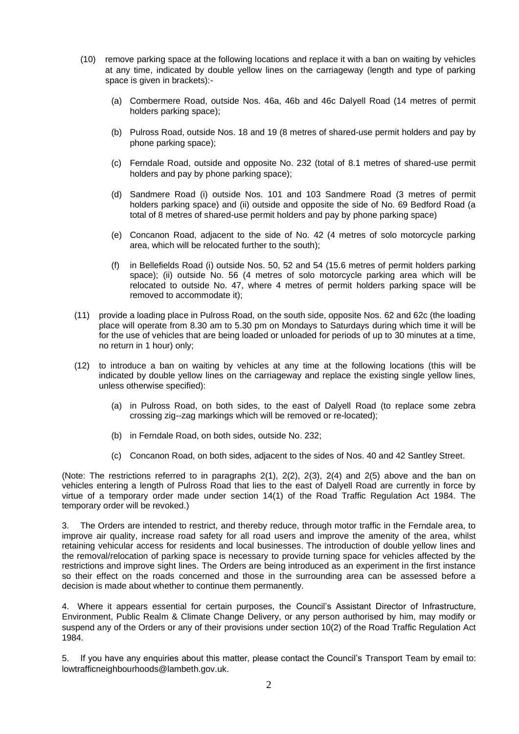(10) remove parking space at the following locations and replace it with a ban on waiting by vehicles at any time, indicated by double yellow lines on the carriageway (length and type of parking space is given in brackets):-

   (a) Combermere Road, outside Nos. 46a, 46b and 46c Dalyell Road (14 metres of permit holders parking space);

   (b) Pulross Road, outside Nos. 18 and 19 (8 metres of shared-use permit holders and pay by phone parking space);

   (c) Ferndale Road, outside and opposite No. 232 (total of 8.1 metres of shared-use permit holders and pay by phone parking space);

   (d) Sandmere Road (i) outside Nos. 101 and 103 Sandmere Road (3 metres of permit holders parking space) and (ii) outside and opposite the side of No. 69 Bedford Road (a total of 8 metres of shared-use permit holders and pay by phone parking space)

   (e) Concanon Road, adjacent to the side of No. 42 (4 metres of solo motorcycle parking area, which will be relocated further to the south);

   (f) in Bellefields Road (i) outside Nos. 50, 52 and 54 (15.6 metres of permit holders parking space); (ii) outside No. 56 (4 metres of solo motorcycle parking area which will be relocated to outside No. 47, where 4 metres of permit holders parking space will be removed to accommodate it);

(11) provide a loading place in Pulross Road, on the south side, opposite Nos. 62 and 62c (the loading place will operate from 8.30 am to 5.30 pm on Mondays to Saturdays during which time it will be for the use of vehicles that are being loaded or unloaded for periods of up to 30 minutes at a time, no return in 1 hour) only;

(12) to introduce a ban on waiting by vehicles at any time at the following locations (this will be indicated by double yellow lines on the carriageway and replace the existing single yellow lines, unless otherwise specified):

   (a) in Pulross Road, on both sides, to the east of Dalyell Road (to replace some zebra crossing zig--zag markings which will be removed or re-located);

   (b) in Ferndale Road, on both sides, outside No. 232;

   (c) Concanon Road, on both sides, adjacent to the sides of Nos. 40 and 42 Santley Street.

(Note: The restrictions referred to in paragraphs 2(1), 2(2), 2(3), 2(4) and 2(5) above and the ban on vehicles entering a length of Pulross Road that lies to the east of Dalyell Road are currently in force by virtue of a temporary order made under section 14(1) of the Road Traffic Regulation Act 1984. The temporary order will be revoked.)

3. The Orders are intended to restrict, and thereby reduce, through motor traffic in the Ferndale area, to improve air quality, increase road safety for all road users and improve the amenity of the area, whilst retaining vehicular access for residents and local businesses. The introduction of double yellow lines and the removal/relocation of parking space is necessary to provide turning space for vehicles affected by the restrictions and improve sight lines. The Orders are being introduced as an experiment in the first instance so their effect on the roads concerned and those in the surrounding area can be assessed before a decision is made about whether to continue them permanently.

4. Where it appears essential for certain purposes, the Council's Assistant Director of Infrastructure, Environment, Public Realm & Climate Change Delivery, or any person authorised by him, may modify or suspend any of the Orders or any of their provisions under section 10(2) of the Road Traffic Regulation Act 1984.

5. If you have any enquiries about this matter, please contact the Council's Transport Team by email to: lowtrafficneighbourhoods@lambeth.gov.uk.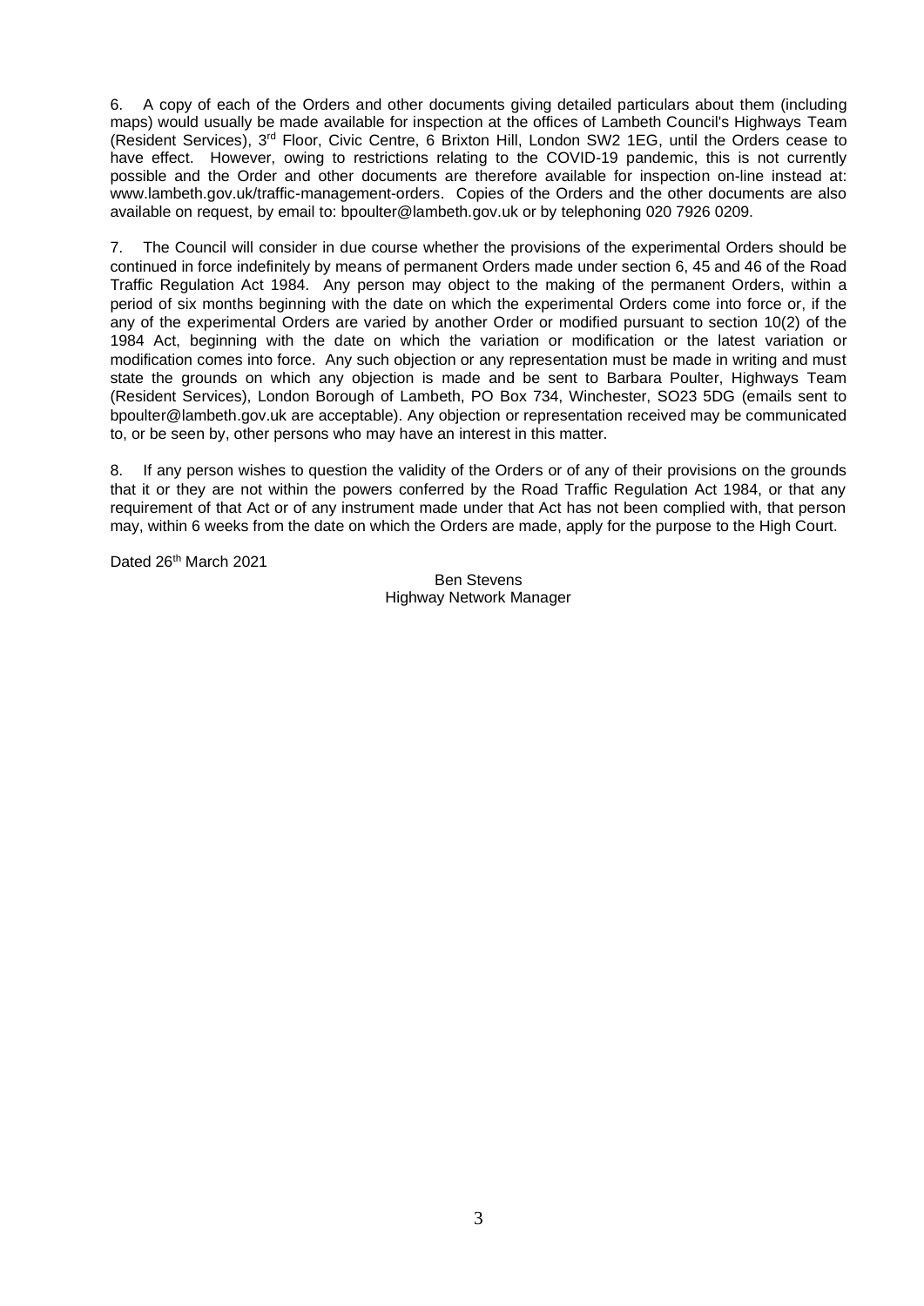6. A copy of each of the Orders and other documents giving detailed particulars about them (including maps) would usually be made available for inspection at the offices of Lambeth Council's Highways Team (Resident Services), 3rd Floor, Civic Centre, 6 Brixton Hill, London SW2 1EG, until the Orders cease to have effect. However, owing to restrictions relating to the COVID-19 pandemic, this is not currently possible and the Order and other documents are therefore available for inspection on-line instead at: www.lambeth.gov.uk/traffic-management-orders. Copies of the Orders and the other documents are also available on request, by email to: bpoulter@lambeth.gov.uk or by telephoning 020 7926 0209.

7. The Council will consider in due course whether the provisions of the experimental Orders should be continued in force indefinitely by means of permanent Orders made under section 6, 45 and 46 of the Road Traffic Regulation Act 1984. Any person may object to the making of the permanent Orders, within a period of six months beginning with the date on which the experimental Orders come into force or, if the any of the experimental Orders are varied by another Order or modified pursuant to section 10(2) of the 1984 Act, beginning with the date on which the variation or modification or the latest variation or modification comes into force. Any such objection or any representation must be made in writing and must state the grounds on which any objection is made and be sent to Barbara Poulter, Highways Team (Resident Services), London Borough of Lambeth, PO Box 734, Winchester, SO23 5DG (emails sent to bpoulter@lambeth.gov.uk are acceptable). Any objection or representation received may be communicated to, or be seen by, other persons who may have an interest in this matter.

8. If any person wishes to question the validity of the Orders or of any of their provisions on the grounds that it or they are not within the powers conferred by the Road Traffic Regulation Act 1984, or that any requirement of that Act or of any instrument made under that Act has not been complied with, that person may, within 6 weeks from the date on which the Orders are made, apply for the purpose to the High Court.

Dated 26th March 2021

Ben Stevens
Highway Network Manager